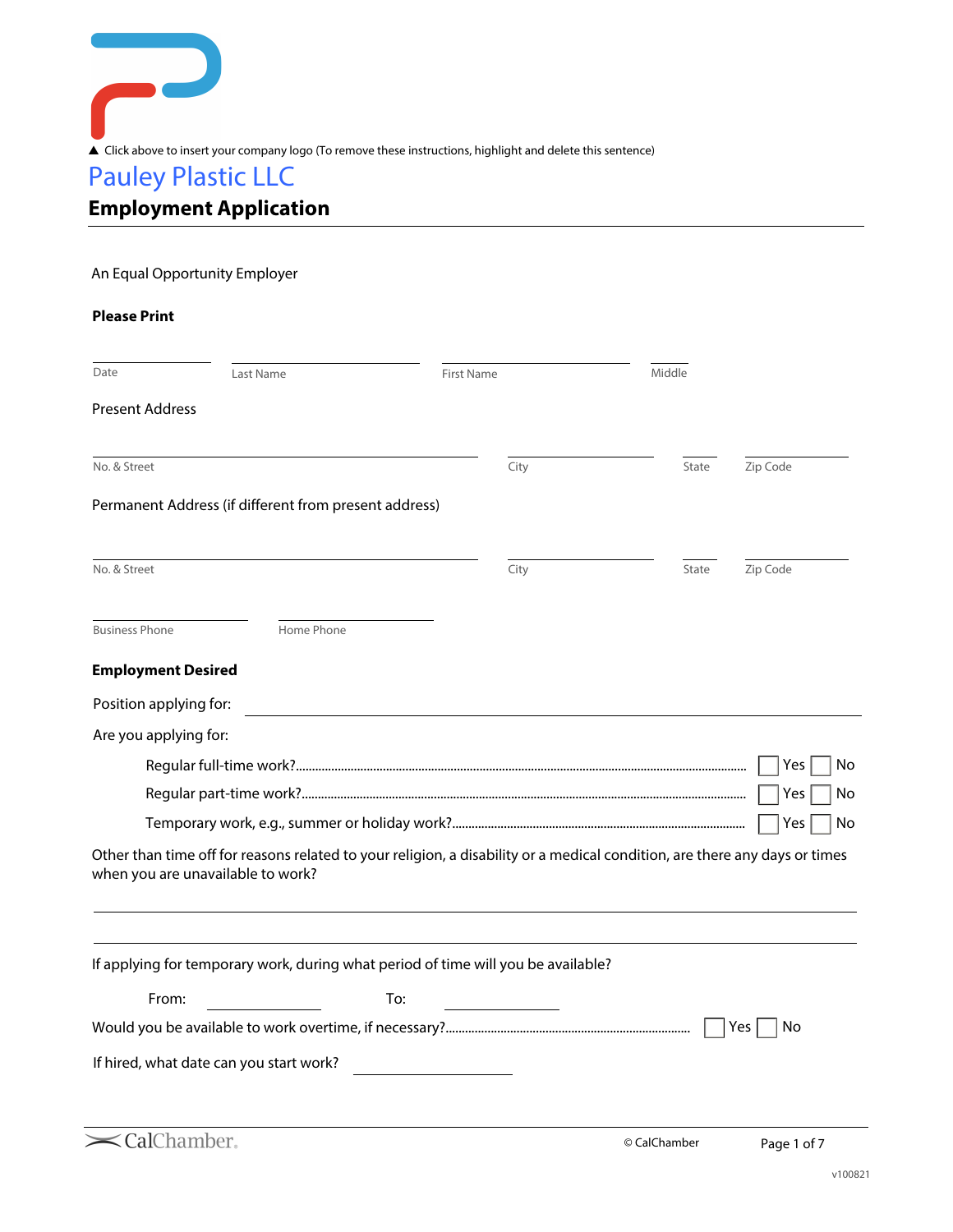▲ Click above to insert your company logo (To remove these instructions, highlight and delete this sentence)

# Pauley Plastic LLC

## Employment Application

An Equal Opportunity Employer

**Please Print**

Date ____________ Last Name ____________ First Name ____________ Middle ____

**Present Address**

No. & Street ____________ City ____________ State ____ Zip Code ____________

**Permanent Address (if different from present address)**

No. & Street ____________ City ____________ State ____ Zip Code ____________

Business Phone ____________ Home Phone ____________

**Employment Desired**

Position applying for: ____________________________

Are you applying for:

- Regular full-time work? ☐ Yes ☐ No
- Regular part-time work? ☐ Yes ☐ No
- Temporary work, e.g., summer or holiday work? ☐ Yes ☐ No

Other than time off for reasons related to your religion, a disability or a medical condition, are there any days or times when you are unavailable to work?

____________________________________________________________

____________________________________________________________

If applying for temporary work, during what period of time will you be available?

From: ____________ To: ____________

Would you be available to work overtime, if necessary? ☐ Yes ☐ No

If hired, what date can you start work? ____________

CalChamber

© CalChamber

v100821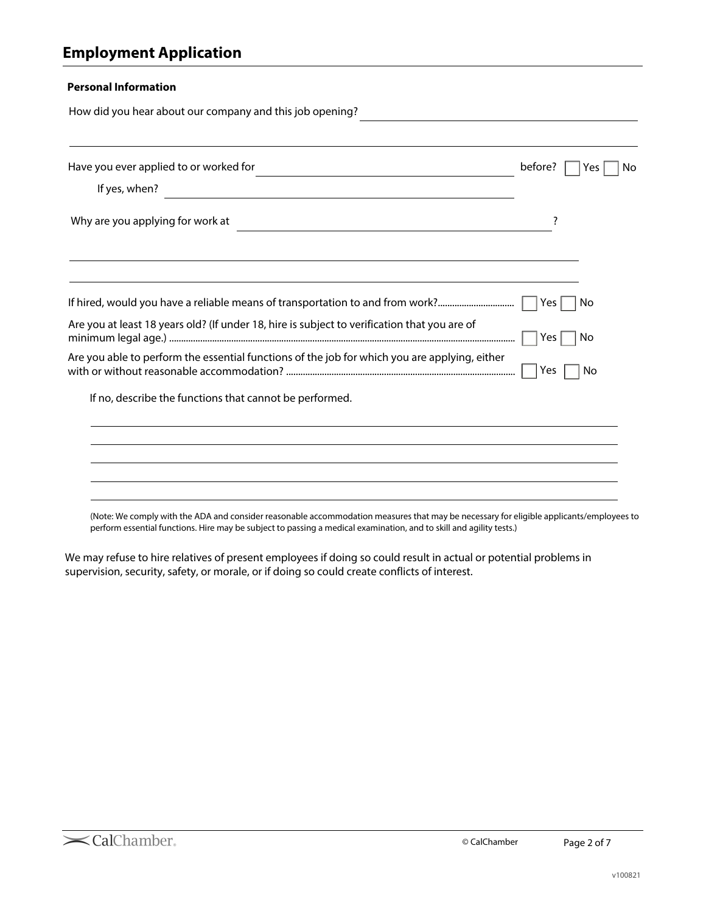# Employment Application

**Personal Information**

How did you hear about our company and this job opening? ______________________________

______________________________________________________________________

Have you ever applied to or worked for ______________________________ before? ☐ Yes ☐ No

If yes, when? ______________________________

Why are you applying for work at ______________________________?

______________________________________________________________________

______________________________________________________________________

If hired, would you have a reliable means of transportation to and from work? ☐ Yes ☐ No

Are you at least 18 years old? (If under 18, hire is subject to verification that you are of minimum legal age.) ☐ Yes ☐ No

Are you able to perform the essential functions of the job for which you are applying, either with or without reasonable accommodation? ☐ Yes ☐ No

If no, describe the functions that cannot be performed.

______________________________________________________________________

______________________________________________________________________

______________________________________________________________________

______________________________________________________________________

______________________________________________________________________

(Note: We comply with the ADA and consider reasonable accommodation measures that may be necessary for eligible applicants/employees to perform essential functions. Hire may be subject to passing a medical examination, and to skill and agility tests.)

We may refuse to hire relatives of present employees if doing so could result in actual or potential problems in supervision, security, safety, or morale, or if doing so could create conflicts of interest.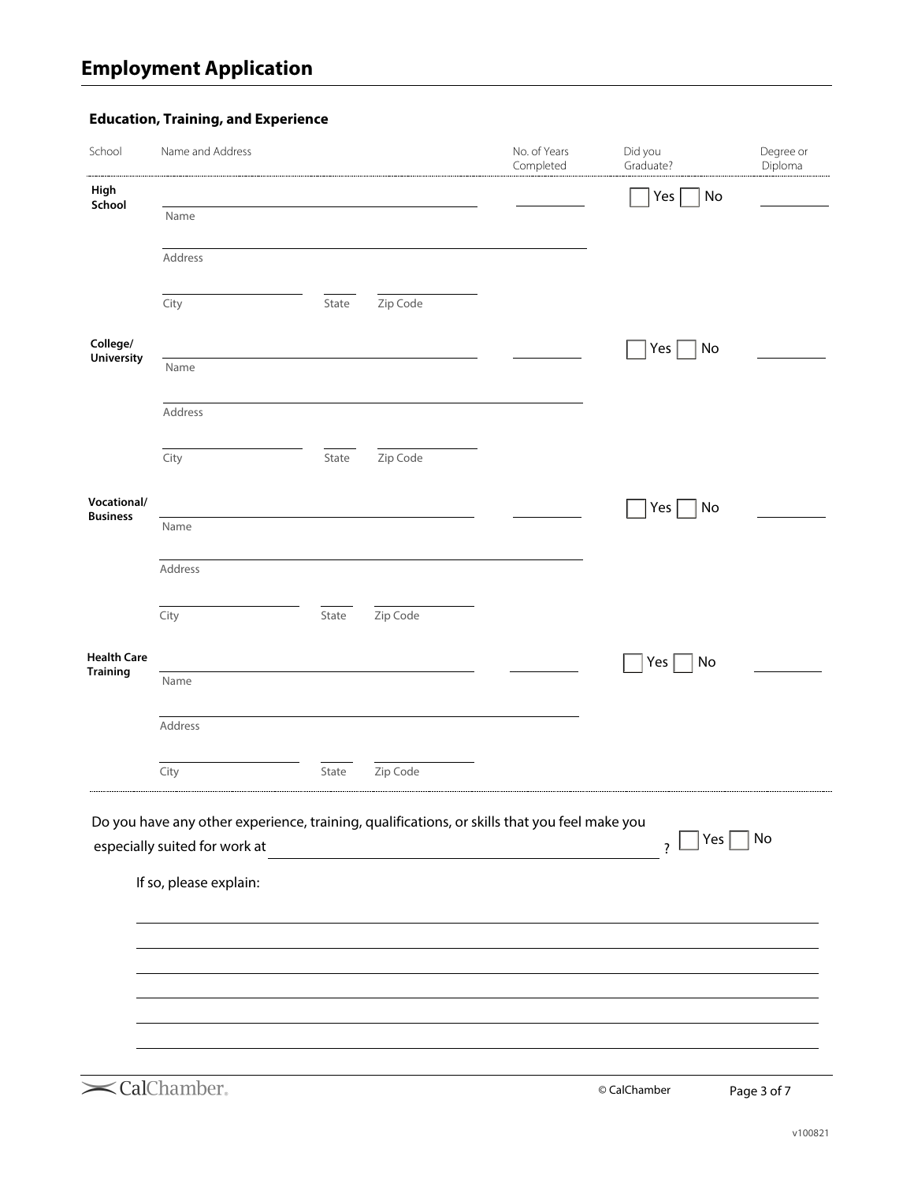# Employment Application

### Education, Training, and Experience

| School | Name and Address | No. of Years Completed | Did you Graduate? | Degree or Diploma |
|---|---|---|---|---|
| **High School** | Name<br>Address<br>City State Zip Code | | ☐ Yes ☐ No | |
| **College/ University** | Name<br>Address<br>City State Zip Code | | ☐ Yes ☐ No | |
| **Vocational/ Business** | Name<br>Address<br>City State Zip Code | | ☐ Yes ☐ No | |
| **Health Care Training** | Name<br>Address<br>City State Zip Code | | ☐ Yes ☐ No | |

Do you have any other experience, training, qualifications, or skills that you feel make you especially suited for work at ______________________________? ☐ Yes ☐ No

If so, please explain:

______________________________________________________________

______________________________________________________________

______________________________________________________________

______________________________________________________________

______________________________________________________________

______________________________________________________________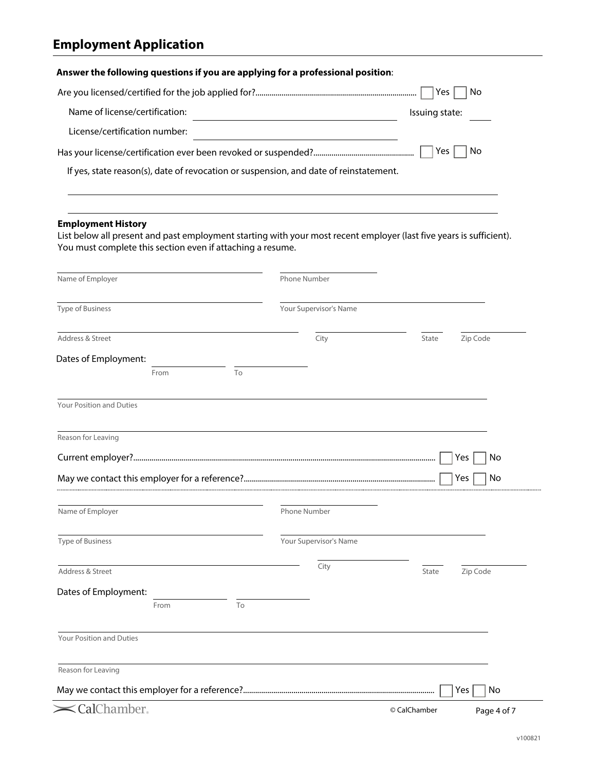## Employment Application

**Answer the following questions if you are applying for a professional position**:

Are you licensed/certified for the job applied for? ☐ Yes ☐ No

Name of license/certification: ____________________ Issuing state: ______

License/certification number: ____________________

Has your license/certification ever been revoked or suspended? ☐ Yes ☐ No

If yes, state reason(s), date of revocation or suspension, and date of reinstatement.

______________________________________________________________________

______________________________________________________________________

**Employment History**

List below all present and past employment starting with your most recent employer (last five years is sufficient). You must complete this section even if attaching a resume.

Name of Employer ____________________ Phone Number ____________________

Type of Business ____________________ Your Supervisor's Name ____________________

Address & Street ____________________ City __________ State ______ Zip Code __________

Dates of Employment: From __________ To __________

Your Position and Duties ______________________________________________

Reason for Leaving ______________________________________________

Current employer? ☐ Yes ☐ No

May we contact this employer for a reference? ☐ Yes ☐ No

---

Name of Employer ____________________ Phone Number ____________________

Type of Business ____________________ Your Supervisor's Name ____________________

Address & Street ____________________ City __________ State ______ Zip Code __________

Dates of Employment: From __________ To __________

Your Position and Duties ______________________________________________

Reason for Leaving ______________________________________________

May we contact this employer for a reference? ☐ Yes ☐ No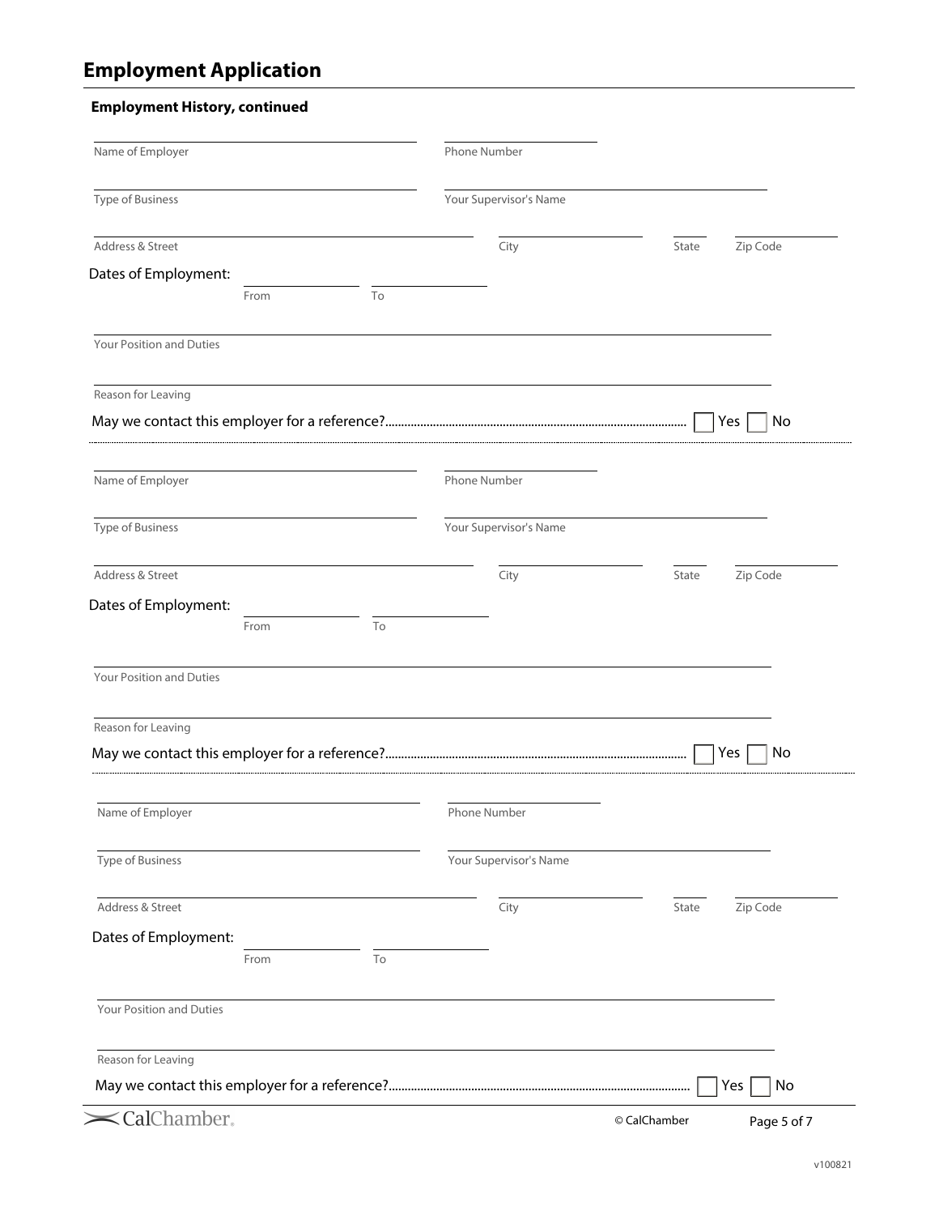# Employment Application

**Employment History, continued**

Name of Employer: ____________________ Phone Number: ____________________

Type of Business: ____________________ Your Supervisor's Name: ____________________

Address & Street: ____________________ City: __________ State: ____ Zip Code: ______

Dates of Employment: From __________ To __________

Your Position and Duties: ____________________

Reason for Leaving: ____________________

May we contact this employer for a reference?.............................................. ☐ Yes ☐ No

---

Name of Employer: ____________________ Phone Number: ____________________

Type of Business: ____________________ Your Supervisor's Name: ____________________

Address & Street: ____________________ City: __________ State: ____ Zip Code: ______

Dates of Employment: From __________ To __________

Your Position and Duties: ____________________

Reason for Leaving: ____________________

May we contact this employer for a reference?.............................................. ☐ Yes ☐ No

---

Name of Employer: ____________________ Phone Number: ____________________

Type of Business: ____________________ Your Supervisor's Name: ____________________

Address & Street: ____________________ City: __________ State: ____ Zip Code: ______

Dates of Employment: From __________ To __________

Your Position and Duties: ____________________

Reason for Leaving: ____________________

May we contact this employer for a reference?.............................................. ☐ Yes ☐ No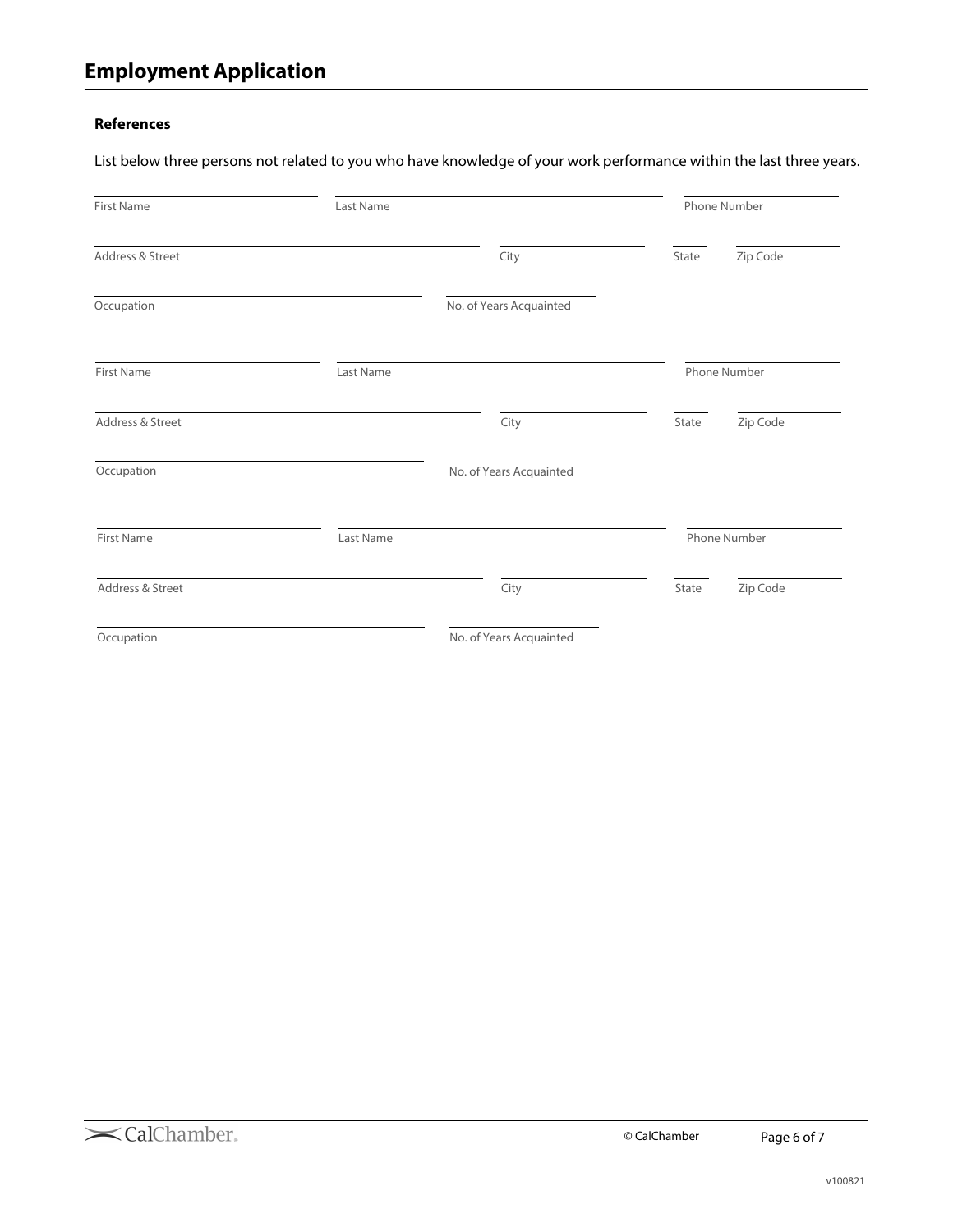# Employment Application

### References

List below three persons not related to you who have knowledge of your work performance within the last three years.

First Name ____________ Last Name ____________ Phone Number ____________

Address & Street ____________ City ____________ State ____ Zip Code ____________

Occupation ____________ No. of Years Acquainted ____________

First Name ____________ Last Name ____________ Phone Number ____________

Address & Street ____________ City ____________ State ____ Zip Code ____________

Occupation ____________ No. of Years Acquainted ____________

First Name ____________ Last Name ____________ Phone Number ____________

Address & Street ____________ City ____________ State ____ Zip Code ____________

Occupation ____________ No. of Years Acquainted ____________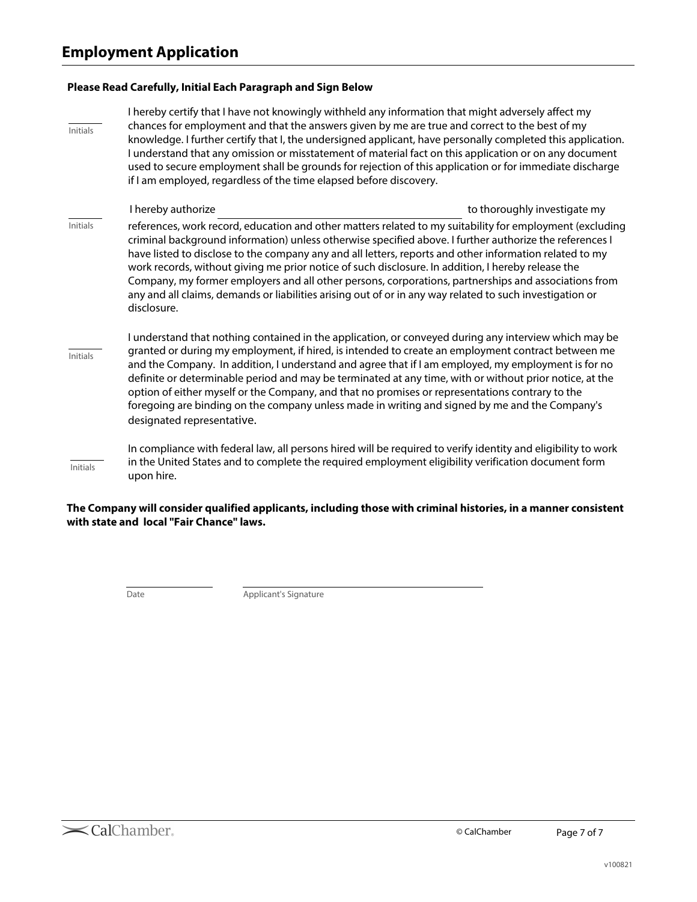## Employment Application

**Please Read Carefully, Initial Each Paragraph and Sign Below**

______ Initials

I hereby certify that I have not knowingly withheld any information that might adversely affect my chances for employment and that the answers given by me are true and correct to the best of my knowledge. I further certify that I, the undersigned applicant, have personally completed this application. I understand that any omission or misstatement of material fact on this application or on any document used to secure employment shall be grounds for rejection of this application or for immediate discharge if I am employed, regardless of the time elapsed before discovery.

______ Initials

I hereby authorize ________________________________________ to thoroughly investigate my references, work record, education and other matters related to my suitability for employment (excluding criminal background information) unless otherwise specified above. I further authorize the references I have listed to disclose to the company any and all letters, reports and other information related to my work records, without giving me prior notice of such disclosure. In addition, I hereby release the Company, my former employers and all other persons, corporations, partnerships and associations from any and all claims, demands or liabilities arising out of or in any way related to such investigation or disclosure.

______ Initials

I understand that nothing contained in the application, or conveyed during any interview which may be granted or during my employment, if hired, is intended to create an employment contract between me and the Company. In addition, I understand and agree that if I am employed, my employment is for no definite or determinable period and may be terminated at any time, with or without prior notice, at the option of either myself or the Company, and that no promises or representations contrary to the foregoing are binding on the company unless made in writing and signed by me and the Company's designated representative.

______ Initials

In compliance with federal law, all persons hired will be required to verify identity and eligibility to work in the United States and to complete the required employment eligibility verification document form upon hire.

**The Company will consider qualified applicants, including those with criminal histories, in a manner consistent with state and local "Fair Chance" laws.**

______________ Date

________________________________________ Applicant's Signature

CalChamber

© CalChamber

v100821